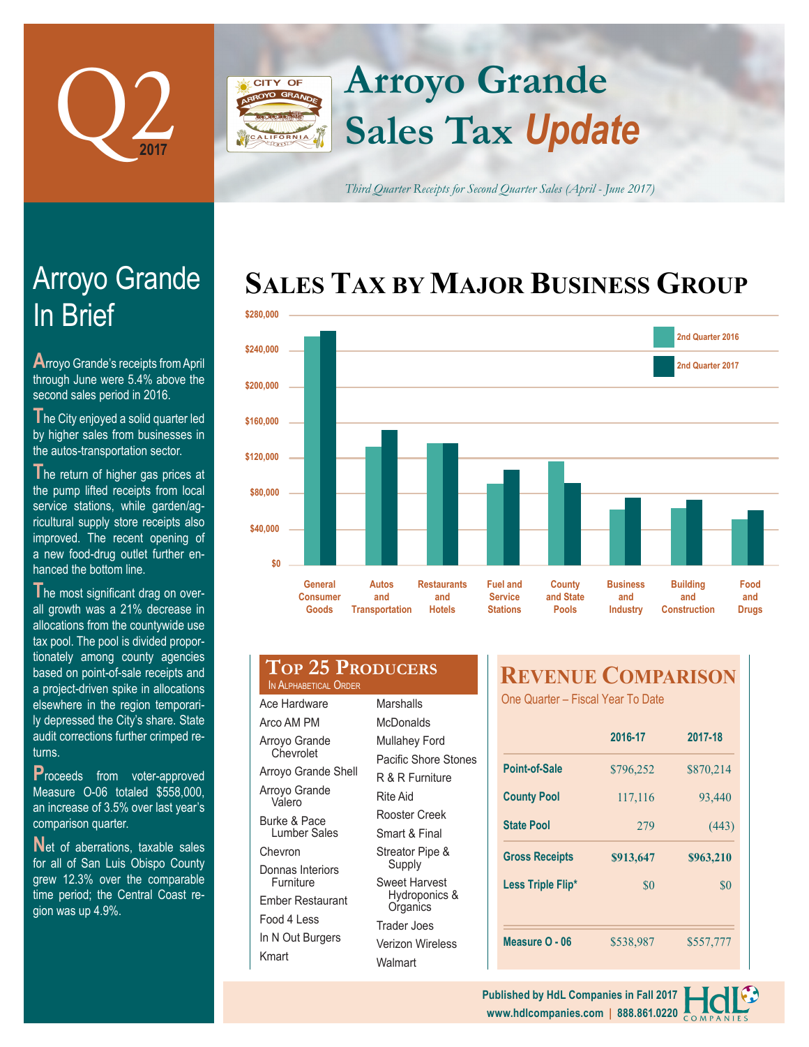# Q2 2017

# Arroyo Grande Sales Tax *Update*

*Third Quarter Receipts for Second Quarter Sales (April - June 2017)*

## Arroyo Grande In Brief

Arroyo Grande's receipts from April through June were 5.4% above the second sales period in 2016.

The City enjoyed a solid quarter led by higher sales from businesses in the autos-transportation sector.

The return of higher gas prices at the pump lifted receipts from local service stations, while garden/agricultural supply store receipts also improved. The recent opening of a new food-drug outlet further enhanced the bottom line.

The most significant drag on overall growth was a 21% decrease in allocations from the countywide use tax pool. The pool is divided proportionately among county agencies based on point-of-sale receipts and a project-driven spike in allocations elsewhere in the region temporarily depressed the City's share. State audit corrections further crimped returns.

Proceeds from voter-approved Measure O-06 totaled $558,000, an increase of 3.5% over last year's comparison quarter.

Net of aberrations, taxable sales for all of San Luis Obispo County grew 12.3% over the comparable time period; the Central Coast region was up 4.9%.

## Sales Tax by Major Business Group

Legend: 2nd Quarter 2016, 2nd Quarter 2017

Categories: General Consumer Goods; Autos and Transportation; Restaurants and Hotels; Fuel and Service Stations; County and State Pools; Business and Industry; Building and Construction; Food and Drugs

Y-axis: $0 – $280,000

## Top 25 Producers

In Alphabetical Order

- Ace Hardware
- Arco AM PM
- Arroyo Grande Chevrolet
- Arroyo Grande Shell
- Arroyo Grande Valero
- Burke & Pace Lumber Sales
- Chevron
- Donnas Interiors Furniture
- Ember Restaurant
- Food 4 Less
- In N Out Burgers
- Kmart
- Marshalls
- McDonalds
- Mullahey Ford
- Pacific Shore Stones
- R & R Furniture
- Rite Aid
- Rooster Creek
- Smart & Final
- Streator Pipe & Supply
- Sweet Harvest Hydroponics & Organics
- Trader Joes
- Verizon Wireless
- Walmart

## Revenue Comparison

One Quarter – Fiscal Year To Date

| | 2016-17 | 2017-18 |
|---|---|---|
| Point-of-Sale | $796,252 | $870,214 |
| County Pool | 117,116 | 93,440 |
| State Pool | 279 | (443) |
| **Gross Receipts** | **$913,647** | **$963,210** |
| Less Triple Flip* | $0 | $0 |
| Measure O - 06 | $538,987 | $557,777 |

Published by HdL Companies in Fall 2017
www.hdlcompanies.com | 888.861.0220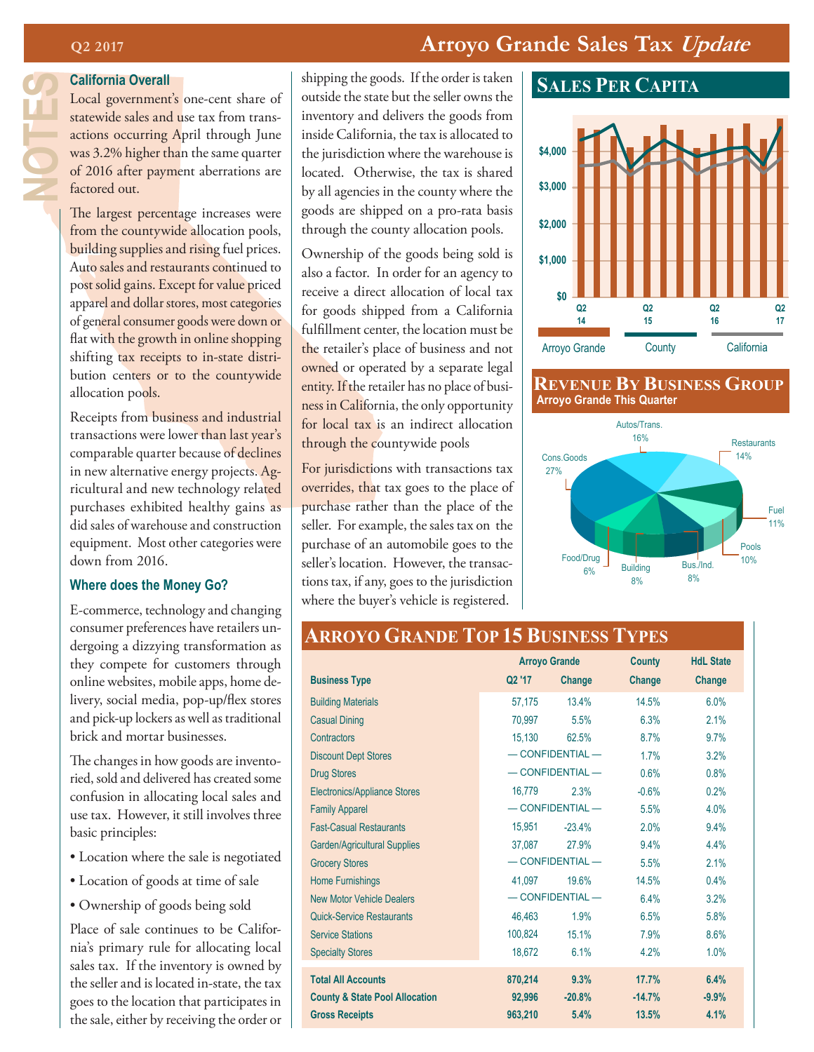# Arroyo Grande Sales Tax *Update*

Q2 2017

NOTES

### California Overall

Local government's one-cent share of statewide sales and use tax from transactions occurring April through June was 3.2% higher than the same quarter of 2016 after payment aberrations are factored out.

The largest percentage increases were from the countywide allocation pools, building supplies and rising fuel prices. Auto sales and restaurants continued to post solid gains. Except for value priced apparel and dollar stores, most categories of general consumer goods were down or flat with the growth in online shopping shifting tax receipts to in-state distribution centers or to the countywide allocation pools.

Receipts from business and industrial transactions were lower than last year's comparable quarter because of declines in new alternative energy projects. Agricultural and new technology related purchases exhibited healthy gains as did sales of warehouse and construction equipment. Most other categories were down from 2016.

### Where does the Money Go?

E-commerce, technology and changing consumer preferences have retailers undergoing a dizzying transformation as they compete for customers through online websites, mobile apps, home delivery, social media, pop-up/flex stores and pick-up lockers as well as traditional brick and mortar businesses.

The changes in how goods are inventoried, sold and delivered has created some confusion in allocating local sales and use tax. However, it still involves three basic principles:

- Location where the sale is negotiated
- Location of goods at time of sale
- Ownership of goods being sold

Place of sale continues to be California's primary rule for allocating local sales tax. If the inventory is owned by the seller and is located in-state, the tax goes to the location that participates in the sale, either by receiving the order or shipping the goods. If the order is taken outside the state but the seller owns the inventory and delivers the goods from inside California, the tax is allocated to the jurisdiction where the warehouse is located. Otherwise, the tax is shared by all agencies in the county where the goods are shipped on a pro-rata basis through the county allocation pools.

Ownership of the goods being sold is also a factor. In order for an agency to receive a direct allocation of local tax for goods shipped from a California fulfillment center, the location must be the retailer's place of business and not owned or operated by a separate legal entity. If the retailer has no place of business in California, the only opportunity for local tax is an indirect allocation through the countywide pools

For jurisdictions with transactions tax overrides, that tax goes to the place of purchase rather than the place of the seller. For example, the sales tax on the purchase of an automobile goes to the seller's location. However, the transactions tax, if any, goes to the jurisdiction where the buyer's vehicle is registered.

## Sales Per Capita

$4,000
$3,000
$2,000
$1,000
$0
Q2 14
Q2 15
Q2 16
Q2 17
Arroyo Grande
County
California

## Revenue By Business Group

Arroyo Grande This Quarter

Autos/Trans. 16%
Restaurants 14%
Fuel 11%
Pools 10%
Bus./Ind. 8%
Building 8%
Food/Drug 6%
Cons.Goods 27%

## Arroyo Grande Top 15 Business Types

| Business Type | Arroyo Grande Q2 '17 | Arroyo Grande Change | County Change | HdL State Change |
|---|---|---|---|---|
| Building Materials | 57,175 | 13.4% | 14.5% | 6.0% |
| Casual Dining | 70,997 | 5.5% | 6.3% | 2.1% |
| Contractors | 15,130 | 62.5% | 8.7% | 9.7% |
| Discount Dept Stores | — CONFIDENTIAL — | | 1.7% | 3.2% |
| Drug Stores | — CONFIDENTIAL — | | 0.6% | 0.8% |
| Electronics/Appliance Stores | 16,779 | 2.3% | -0.6% | 0.2% |
| Family Apparel | — CONFIDENTIAL — | | 5.5% | 4.0% |
| Fast-Casual Restaurants | 15,951 | -23.4% | 2.0% | 9.4% |
| Garden/Agricultural Supplies | 37,087 | 27.9% | 9.4% | 4.4% |
| Grocery Stores | — CONFIDENTIAL — | | 5.5% | 2.1% |
| Home Furnishings | 41,097 | 19.6% | 14.5% | 0.4% |
| New Motor Vehicle Dealers | — CONFIDENTIAL — | | 6.4% | 3.2% |
| Quick-Service Restaurants | 46,463 | 1.9% | 6.5% | 5.8% |
| Service Stations | 100,824 | 15.1% | 7.9% | 8.6% |
| Specialty Stores | 18,672 | 6.1% | 4.2% | 1.0% |
| **Total All Accounts** | **870,214** | **9.3%** | **17.7%** | **6.4%** |
| **County & State Pool Allocation** | **92,996** | **-20.8%** | **-14.7%** | **-9.9%** |
| **Gross Receipts** | **963,210** | **5.4%** | **13.5%** | **4.1%** |